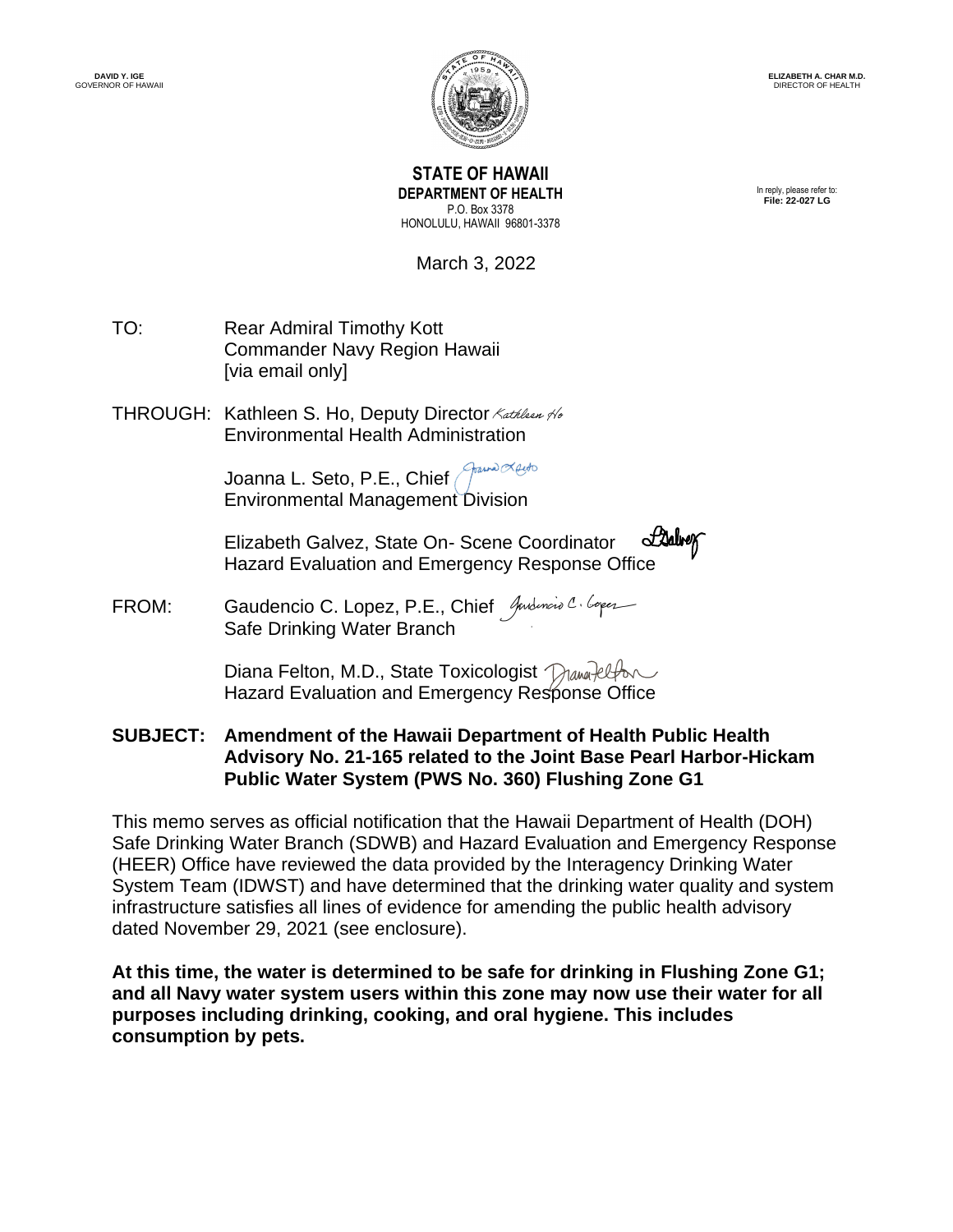DAVID Y. IGE
GOVERNOR OF HAWAII

ELIZABETH A. CHAR M.D.
DIRECTOR OF HEALTH

**STATE OF HAWAII**
**DEPARTMENT OF HEALTH**
P.O. Box 3378
HONOLULU, HAWAII 96801-3378

In reply, please refer to:
**File: 22-027 LG**

March 3, 2022

TO: Rear Admiral Timothy Kott
Commander Navy Region Hawaii
[via email only]

THROUGH: Kathleen S. Ho, Deputy Director
Environmental Health Administration

Joanna L. Seto, P.E., Chief
Environmental Management Division

Elizabeth Galvez, State On- Scene Coordinator
Hazard Evaluation and Emergency Response Office

FROM: Gaudencio C. Lopez, P.E., Chief
Safe Drinking Water Branch

Diana Felton, M.D., State Toxicologist
Hazard Evaluation and Emergency Response Office

**SUBJECT: Amendment of the Hawaii Department of Health Public Health Advisory No. 21-165 related to the Joint Base Pearl Harbor-Hickam Public Water System (PWS No. 360) Flushing Zone G1**

This memo serves as official notification that the Hawaii Department of Health (DOH) Safe Drinking Water Branch (SDWB) and Hazard Evaluation and Emergency Response (HEER) Office have reviewed the data provided by the Interagency Drinking Water System Team (IDWST) and have determined that the drinking water quality and system infrastructure satisfies all lines of evidence for amending the public health advisory dated November 29, 2021 (see enclosure).

**At this time, the water is determined to be safe for drinking in Flushing Zone G1; and all Navy water system users within this zone may now use their water for all purposes including drinking, cooking, and oral hygiene. This includes consumption by pets.**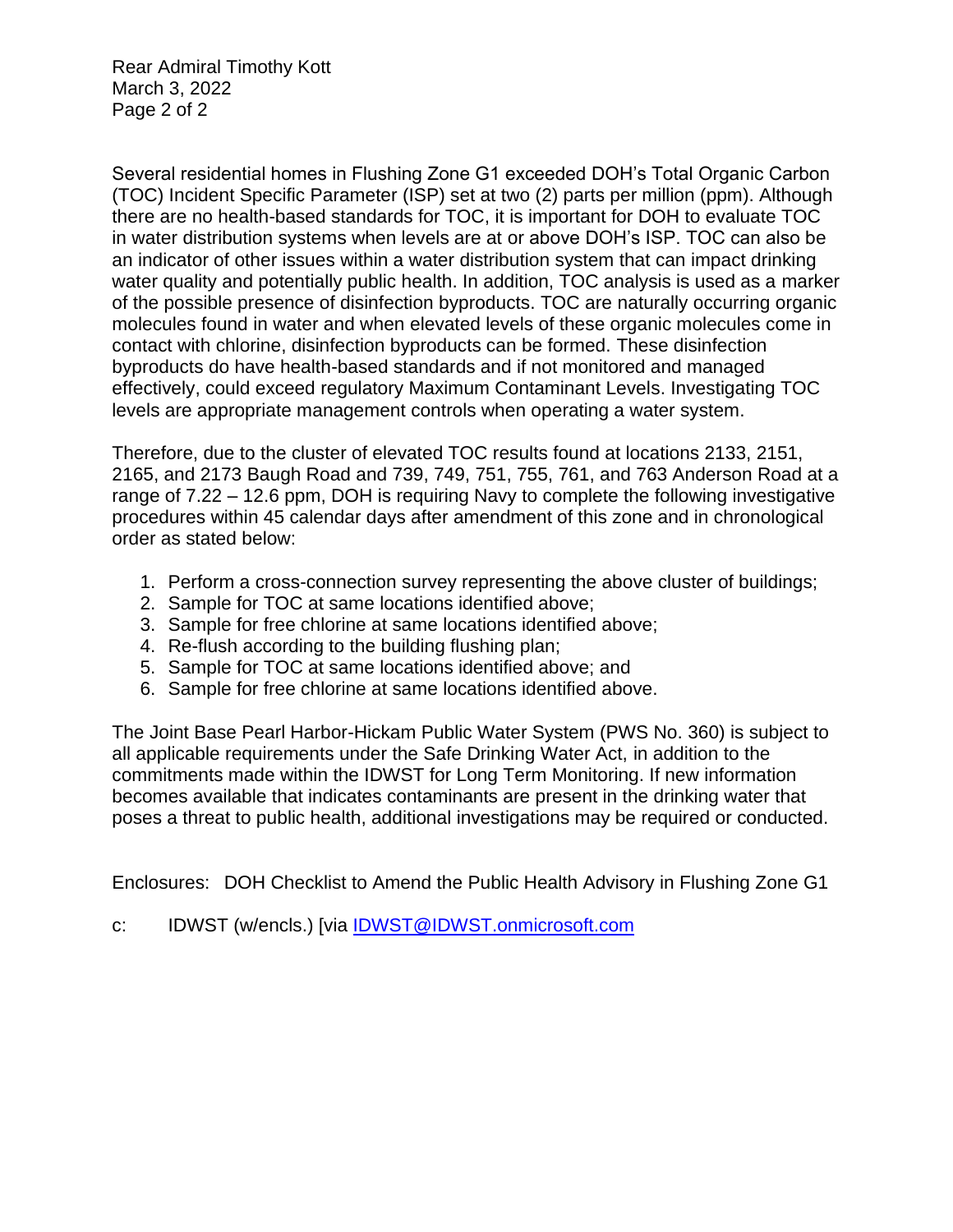Several residential homes in Flushing Zone G1 exceeded DOH's Total Organic Carbon (TOC) Incident Specific Parameter (ISP) set at two (2) parts per million (ppm). Although there are no health-based standards for TOC, it is important for DOH to evaluate TOC in water distribution systems when levels are at or above DOH's ISP. TOC can also be an indicator of other issues within a water distribution system that can impact drinking water quality and potentially public health. In addition, TOC analysis is used as a marker of the possible presence of disinfection byproducts. TOC are naturally occurring organic molecules found in water and when elevated levels of these organic molecules come in contact with chlorine, disinfection byproducts can be formed. These disinfection byproducts do have health-based standards and if not monitored and managed effectively, could exceed regulatory Maximum Contaminant Levels. Investigating TOC levels are appropriate management controls when operating a water system.

Therefore, due to the cluster of elevated TOC results found at locations 2133, 2151, 2165, and 2173 Baugh Road and 739, 749, 751, 755, 761, and 763 Anderson Road at a range of 7.22 – 12.6 ppm, DOH is requiring Navy to complete the following investigative procedures within 45 calendar days after amendment of this zone and in chronological order as stated below:

1. Perform a cross-connection survey representing the above cluster of buildings;
2. Sample for TOC at same locations identified above;
3. Sample for free chlorine at same locations identified above;
4. Re-flush according to the building flushing plan;
5. Sample for TOC at same locations identified above; and
6. Sample for free chlorine at same locations identified above.

The Joint Base Pearl Harbor-Hickam Public Water System (PWS No. 360) is subject to all applicable requirements under the Safe Drinking Water Act, in addition to the commitments made within the IDWST for Long Term Monitoring. If new information becomes available that indicates contaminants are present in the drinking water that poses a threat to public health, additional investigations may be required or conducted.

Enclosures: DOH Checklist to Amend the Public Health Advisory in Flushing Zone G1

c: IDWST (w/encls.) [via IDWST@IDWST.onmicrosoft.com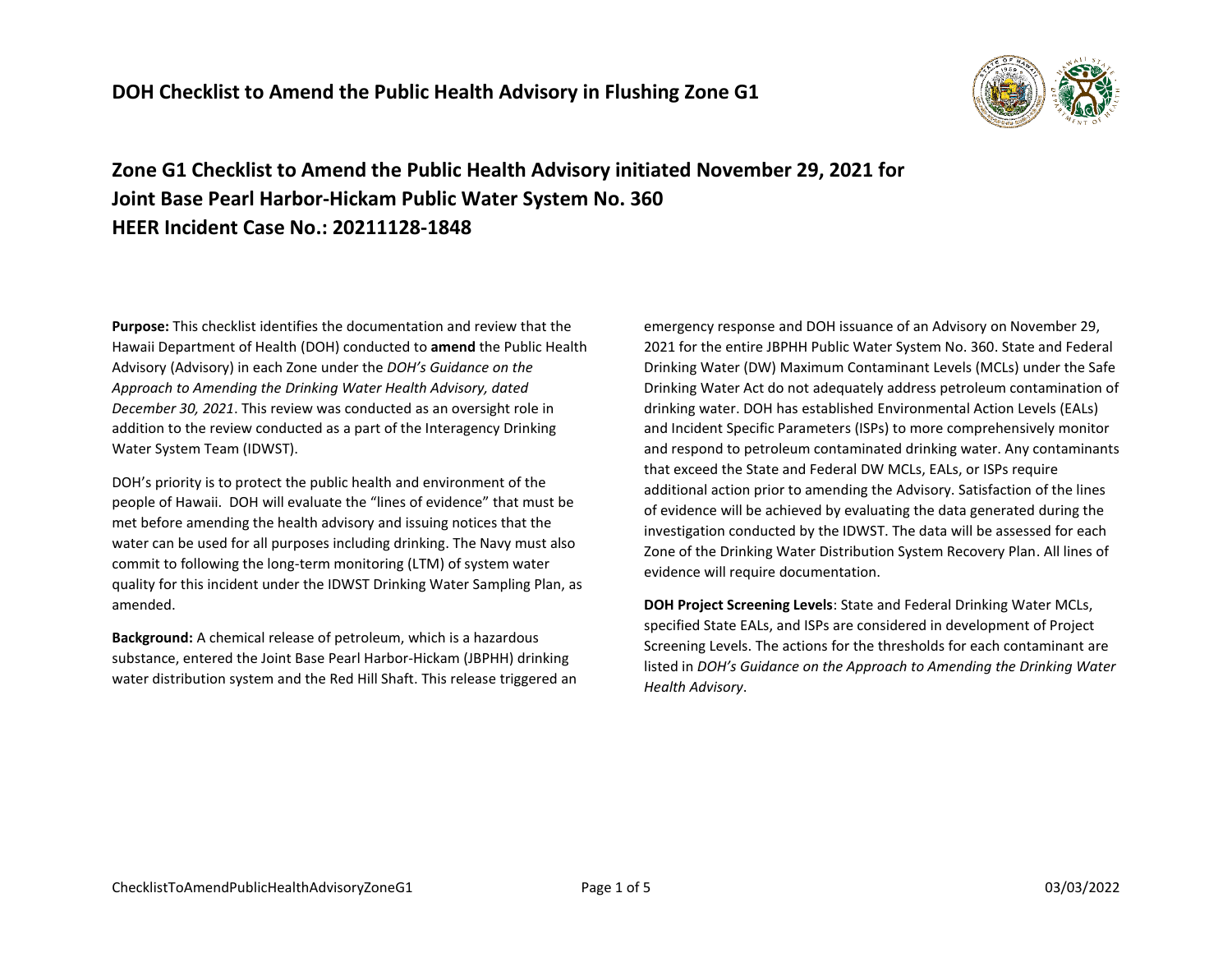# DOH Checklist to Amend the Public Health Advisory in Flushing Zone G1

## Zone G1 Checklist to Amend the Public Health Advisory initiated November 29, 2021 for Joint Base Pearl Harbor-Hickam Public Water System No. 360 HEER Incident Case No.: 20211128-1848

**Purpose:** This checklist identifies the documentation and review that the Hawaii Department of Health (DOH) conducted to **amend** the Public Health Advisory (Advisory) in each Zone under the *DOH's Guidance on the Approach to Amending the Drinking Water Health Advisory, dated December 30, 2021*. This review was conducted as an oversight role in addition to the review conducted as a part of the Interagency Drinking Water System Team (IDWST).

DOH's priority is to protect the public health and environment of the people of Hawaii. DOH will evaluate the "lines of evidence" that must be met before amending the health advisory and issuing notices that the water can be used for all purposes including drinking. The Navy must also commit to following the long-term monitoring (LTM) of system water quality for this incident under the IDWST Drinking Water Sampling Plan, as amended.

**Background:** A chemical release of petroleum, which is a hazardous substance, entered the Joint Base Pearl Harbor-Hickam (JBPHH) drinking water distribution system and the Red Hill Shaft. This release triggered an emergency response and DOH issuance of an Advisory on November 29, 2021 for the entire JBPHH Public Water System No. 360. State and Federal Drinking Water (DW) Maximum Contaminant Levels (MCLs) under the Safe Drinking Water Act do not adequately address petroleum contamination of drinking water. DOH has established Environmental Action Levels (EALs) and Incident Specific Parameters (ISPs) to more comprehensively monitor and respond to petroleum contaminated drinking water. Any contaminants that exceed the State and Federal DW MCLs, EALs, or ISPs require additional action prior to amending the Advisory. Satisfaction of the lines of evidence will be achieved by evaluating the data generated during the investigation conducted by the IDWST. The data will be assessed for each Zone of the Drinking Water Distribution System Recovery Plan. All lines of evidence will require documentation.

**DOH Project Screening Levels**: State and Federal Drinking Water MCLs, specified State EALs, and ISPs are considered in development of Project Screening Levels. The actions for the thresholds for each contaminant are listed in *DOH's Guidance on the Approach to Amending the Drinking Water Health Advisory*.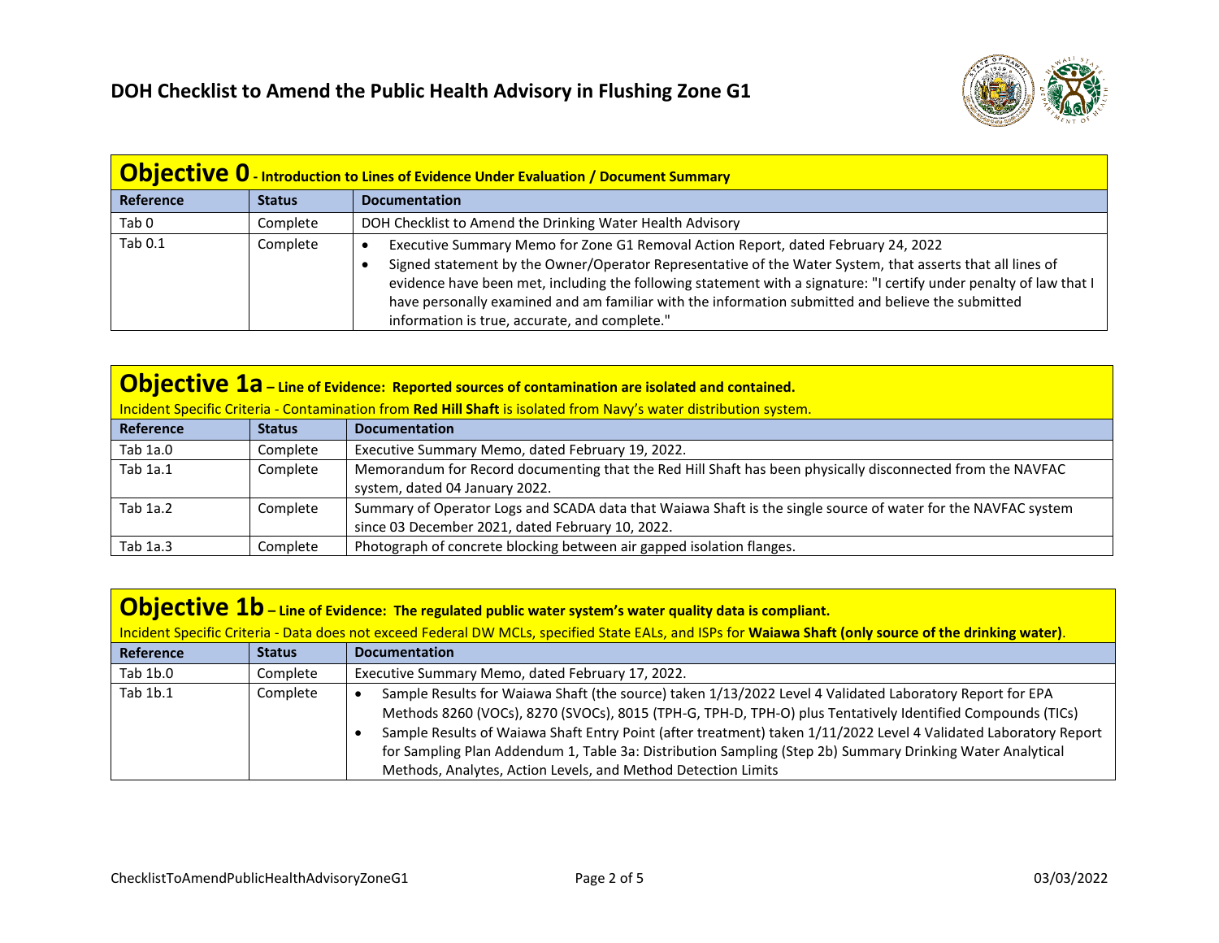# DOH Checklist to Amend the Public Health Advisory in Flushing Zone G1

| **Objective 0** - Introduction to Lines of Evidence Under Evaluation / Document Summary | | |
|---|---|---|
| **Reference** | **Status** | **Documentation** |
| Tab 0 | Complete | DOH Checklist to Amend the Drinking Water Health Advisory |
| Tab 0.1 | Complete | • Executive Summary Memo for Zone G1 Removal Action Report, dated February 24, 2022<br>• Signed statement by the Owner/Operator Representative of the Water System, that asserts that all lines of evidence have been met, including the following statement with a signature: "I certify under penalty of law that I have personally examined and am familiar with the information submitted and believe the submitted information is true, accurate, and complete." |

| **Objective 1a** – Line of Evidence: Reported sources of contamination are isolated and contained.<br>Incident Specific Criteria - Contamination from **Red Hill Shaft** is isolated from Navy's water distribution system. | | |
|---|---|---|
| **Reference** | **Status** | **Documentation** |
| Tab 1a.0 | Complete | Executive Summary Memo, dated February 19, 2022. |
| Tab 1a.1 | Complete | Memorandum for Record documenting that the Red Hill Shaft has been physically disconnected from the NAVFAC system, dated 04 January 2022. |
| Tab 1a.2 | Complete | Summary of Operator Logs and SCADA data that Waiawa Shaft is the single source of water for the NAVFAC system since 03 December 2021, dated February 10, 2022. |
| Tab 1a.3 | Complete | Photograph of concrete blocking between air gapped isolation flanges. |

| **Objective 1b** – Line of Evidence: The regulated public water system's water quality data is compliant.<br>Incident Specific Criteria - Data does not exceed Federal DW MCLs, specified State EALs, and ISPs for **Waiawa Shaft (only source of the drinking water)**. | | |
|---|---|---|
| **Reference** | **Status** | **Documentation** |
| Tab 1b.0 | Complete | Executive Summary Memo, dated February 17, 2022. |
| Tab 1b.1 | Complete | • Sample Results for Waiawa Shaft (the source) taken 1/13/2022 Level 4 Validated Laboratory Report for EPA Methods 8260 (VOCs), 8270 (SVOCs), 8015 (TPH-G, TPH-D, TPH-O) plus Tentatively Identified Compounds (TICs)<br>• Sample Results of Waiawa Shaft Entry Point (after treatment) taken 1/11/2022 Level 4 Validated Laboratory Report for Sampling Plan Addendum 1, Table 3a: Distribution Sampling (Step 2b) Summary Drinking Water Analytical Methods, Analytes, Action Levels, and Method Detection Limits |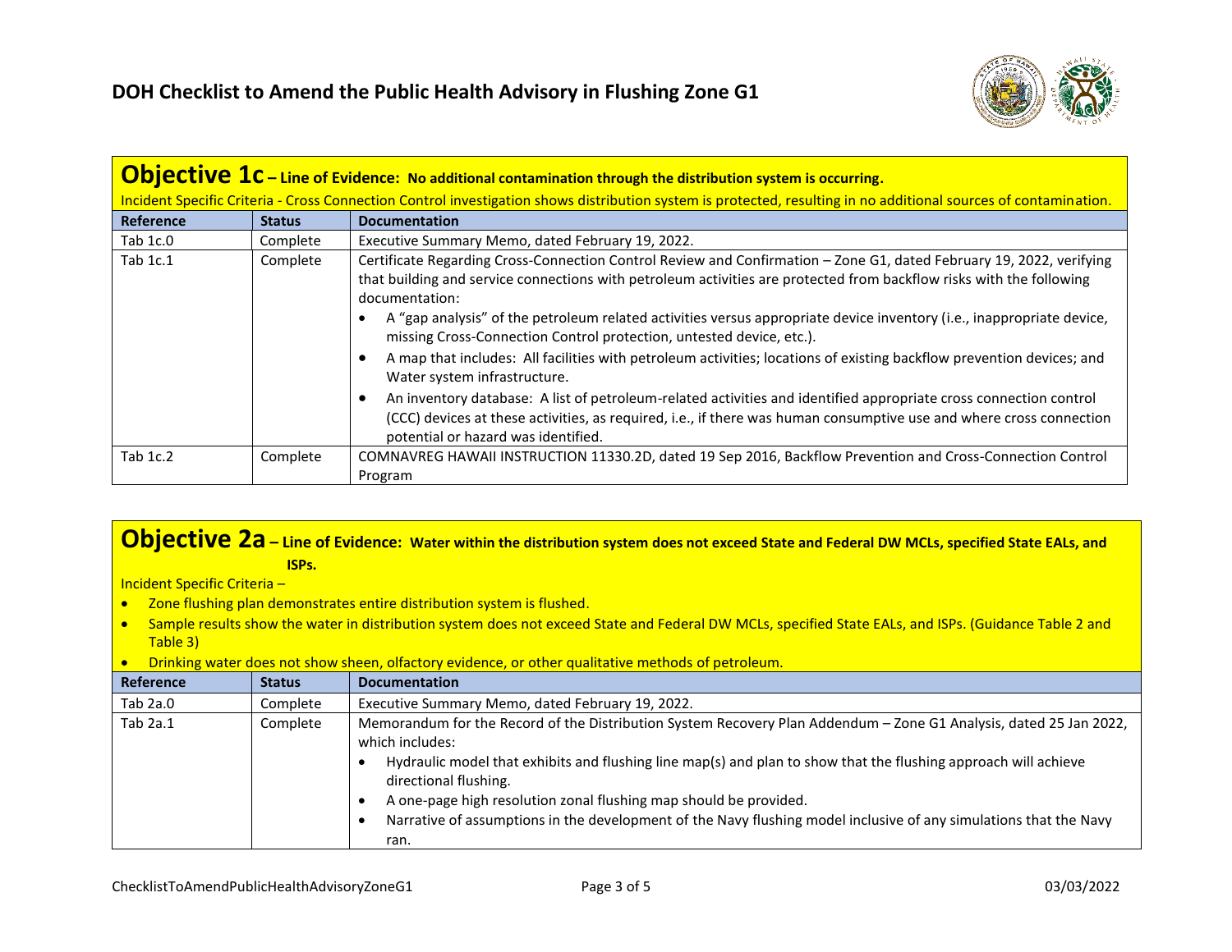## Objective 1c – Line of Evidence: No additional contamination through the distribution system is occurring.

Incident Specific Criteria - Cross Connection Control investigation shows distribution system is protected, resulting in no additional sources of contamination.

| Reference | Status | Documentation |
| --- | --- | --- |
| Tab 1c.0 | Complete | Executive Summary Memo, dated February 19, 2022. |
| Tab 1c.1 | Complete | Certificate Regarding Cross-Connection Control Review and Confirmation – Zone G1, dated February 19, 2022, verifying that building and service connections with petroleum activities are protected from backflow risks with the following documentation:<br>• A "gap analysis" of the petroleum related activities versus appropriate device inventory (i.e., inappropriate device, missing Cross-Connection Control protection, untested device, etc.).<br>• A map that includes: All facilities with petroleum activities; locations of existing backflow prevention devices; and Water system infrastructure.<br>• An inventory database: A list of petroleum-related activities and identified appropriate cross connection control (CCC) devices at these activities, as required, i.e., if there was human consumptive use and where cross connection potential or hazard was identified. |
| Tab 1c.2 | Complete | COMNAVREG HAWAII INSTRUCTION 11330.2D, dated 19 Sep 2016, Backflow Prevention and Cross-Connection Control Program |

## Objective 2a – Line of Evidence: Water within the distribution system does not exceed State and Federal DW MCLs, specified State EALs, and ISPs.

Incident Specific Criteria –

- Zone flushing plan demonstrates entire distribution system is flushed.
- Sample results show the water in distribution system does not exceed State and Federal DW MCLs, specified State EALs, and ISPs. (Guidance Table 2 and Table 3)
- Drinking water does not show sheen, olfactory evidence, or other qualitative methods of petroleum.

| Reference | Status | Documentation |
| --- | --- | --- |
| Tab 2a.0 | Complete | Executive Summary Memo, dated February 19, 2022. |
| Tab 2a.1 | Complete | Memorandum for the Record of the Distribution System Recovery Plan Addendum – Zone G1 Analysis, dated 25 Jan 2022, which includes:<br>• Hydraulic model that exhibits and flushing line map(s) and plan to show that the flushing approach will achieve directional flushing.<br>• A one-page high resolution zonal flushing map should be provided.<br>• Narrative of assumptions in the development of the Navy flushing model inclusive of any simulations that the Navy ran. |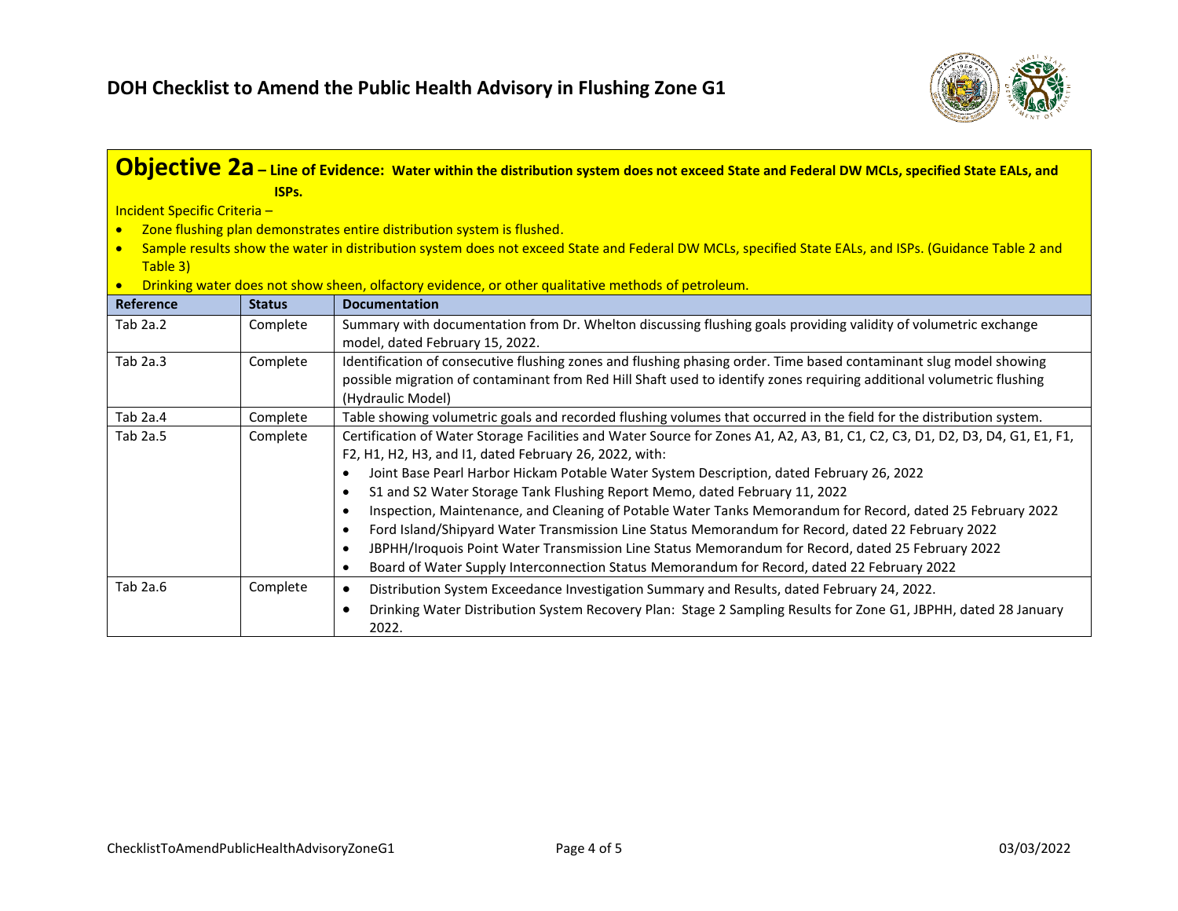## Objective 2a – Line of Evidence: Water within the distribution system does not exceed State and Federal DW MCLs, specified State EALs, and ISPs.

Incident Specific Criteria –

- Zone flushing plan demonstrates entire distribution system is flushed.
- Sample results show the water in distribution system does not exceed State and Federal DW MCLs, specified State EALs, and ISPs. (Guidance Table 2 and Table 3)
- Drinking water does not show sheen, olfactory evidence, or other qualitative methods of petroleum.

| Reference | Status | Documentation |
|---|---|---|
| Tab 2a.2 | Complete | Summary with documentation from Dr. Whelton discussing flushing goals providing validity of volumetric exchange model, dated February 15, 2022. |
| Tab 2a.3 | Complete | Identification of consecutive flushing zones and flushing phasing order. Time based contaminant slug model showing possible migration of contaminant from Red Hill Shaft used to identify zones requiring additional volumetric flushing (Hydraulic Model) |
| Tab 2a.4 | Complete | Table showing volumetric goals and recorded flushing volumes that occurred in the field for the distribution system. |
| Tab 2a.5 | Complete | Certification of Water Storage Facilities and Water Source for Zones A1, A2, A3, B1, C1, C2, C3, D1, D2, D3, D4, G1, E1, F1, F2, H1, H2, H3, and I1, dated February 26, 2022, with:<br>• Joint Base Pearl Harbor Hickam Potable Water System Description, dated February 26, 2022<br>• S1 and S2 Water Storage Tank Flushing Report Memo, dated February 11, 2022<br>• Inspection, Maintenance, and Cleaning of Potable Water Tanks Memorandum for Record, dated 25 February 2022<br>• Ford Island/Shipyard Water Transmission Line Status Memorandum for Record, dated 22 February 2022<br>• JBPHH/Iroquois Point Water Transmission Line Status Memorandum for Record, dated 25 February 2022<br>• Board of Water Supply Interconnection Status Memorandum for Record, dated 22 February 2022 |
| Tab 2a.6 | Complete | • Distribution System Exceedance Investigation Summary and Results, dated February 24, 2022.<br>• Drinking Water Distribution System Recovery Plan: Stage 2 Sampling Results for Zone G1, JBPHH, dated 28 January 2022. |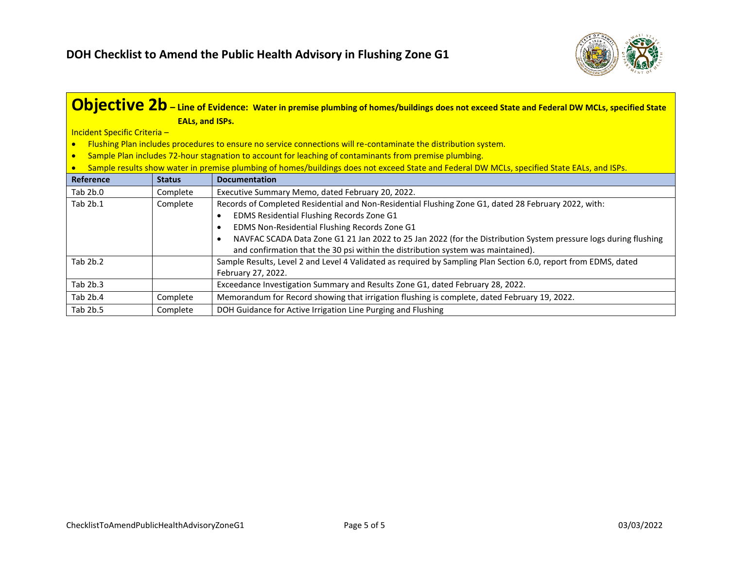# DOH Checklist to Amend the Public Health Advisory in Flushing Zone G1

## Objective 2b – Line of Evidence: Water in premise plumbing of homes/buildings does not exceed State and Federal DW MCLs, specified State EALs, and ISPs.

Incident Specific Criteria –

- Flushing Plan includes procedures to ensure no service connections will re-contaminate the distribution system.
- Sample Plan includes 72-hour stagnation to account for leaching of contaminants from premise plumbing.
- Sample results show water in premise plumbing of homes/buildings does not exceed State and Federal DW MCLs, specified State EALs, and ISPs.

| Reference | Status | Documentation |
|---|---|---|
| Tab 2b.0 | Complete | Executive Summary Memo, dated February 20, 2022. |
| Tab 2b.1 | Complete | Records of Completed Residential and Non-Residential Flushing Zone G1, dated 28 February 2022, with:<br>• EDMS Residential Flushing Records Zone G1<br>• EDMS Non-Residential Flushing Records Zone G1<br>• NAVFAC SCADA Data Zone G1 21 Jan 2022 to 25 Jan 2022 (for the Distribution System pressure logs during flushing and confirmation that the 30 psi within the distribution system was maintained). |
| Tab 2b.2 | | Sample Results, Level 2 and Level 4 Validated as required by Sampling Plan Section 6.0, report from EDMS, dated February 27, 2022. |
| Tab 2b.3 | | Exceedance Investigation Summary and Results Zone G1, dated February 28, 2022. |
| Tab 2b.4 | Complete | Memorandum for Record showing that irrigation flushing is complete, dated February 19, 2022. |
| Tab 2b.5 | Complete | DOH Guidance for Active Irrigation Line Purging and Flushing |